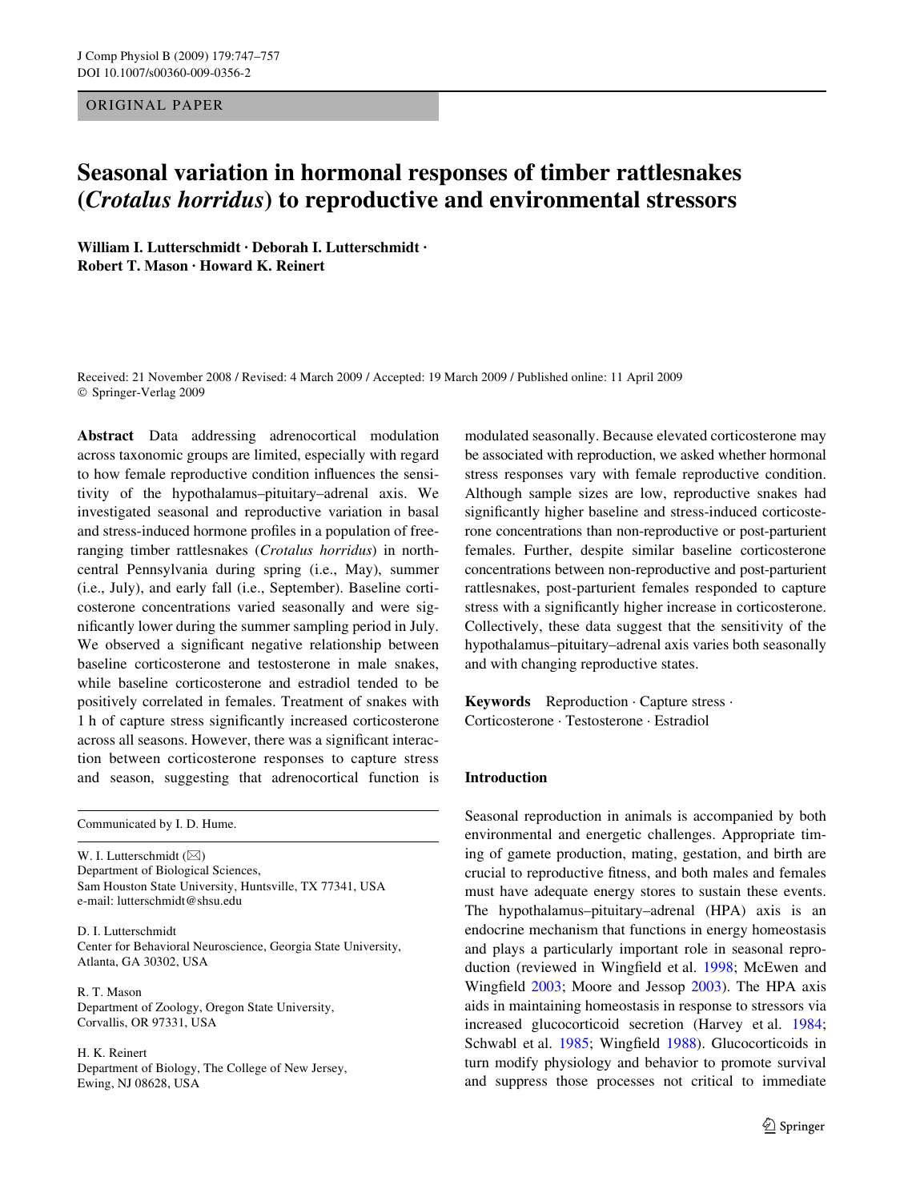ORIGINAL PAPER

# Seasonal variation in hormonal responses of timber rattlesnakes (*Crotalus horridus*) to reproductive and environmental stressors

**William I. Lutterschmidt · Deborah I. Lutterschmidt · Robert T. Mason · Howard K. Reinert**

Received: 21 November 2008 / Revised: 4 March 2009 / Accepted: 19 March 2009 / Published online: 11 April 2009
© Springer-Verlag 2009

**Abstract** Data addressing adrenocortical modulation across taxonomic groups are limited, especially with regard to how female reproductive condition influences the sensitivity of the hypothalamus–pituitary–adrenal axis. We investigated seasonal and reproductive variation in basal and stress-induced hormone profiles in a population of free-ranging timber rattlesnakes (*Crotalus horridus*) in north-central Pennsylvania during spring (i.e., May), summer (i.e., July), and early fall (i.e., September). Baseline corticosterone concentrations varied seasonally and were significantly lower during the summer sampling period in July. We observed a significant negative relationship between baseline corticosterone and testosterone in male snakes, while baseline corticosterone and estradiol tended to be positively correlated in females. Treatment of snakes with 1 h of capture stress significantly increased corticosterone across all seasons. However, there was a significant interaction between corticosterone responses to capture stress and season, suggesting that adrenocortical function is modulated seasonally. Because elevated corticosterone may be associated with reproduction, we asked whether hormonal stress responses vary with female reproductive condition. Although sample sizes are low, reproductive snakes had significantly higher baseline and stress-induced corticosterone concentrations than non-reproductive or post-parturient females. Further, despite similar baseline corticosterone concentrations between non-reproductive and post-parturient rattlesnakes, post-parturient females responded to capture stress with a significantly higher increase in corticosterone. Collectively, these data suggest that the sensitivity of the hypothalamus–pituitary–adrenal axis varies both seasonally and with changing reproductive states.

**Keywords** Reproduction · Capture stress · Corticosterone · Testosterone · Estradiol

Communicated by I. D. Hume.

W. I. Lutterschmidt (✉)
Department of Biological Sciences,
Sam Houston State University, Huntsville, TX 77341, USA
e-mail: lutterschmidt@shsu.edu

D. I. Lutterschmidt
Center for Behavioral Neuroscience, Georgia State University,
Atlanta, GA 30302, USA

R. T. Mason
Department of Zoology, Oregon State University,
Corvallis, OR 97331, USA

H. K. Reinert
Department of Biology, The College of New Jersey,
Ewing, NJ 08628, USA

## Introduction

Seasonal reproduction in animals is accompanied by both environmental and energetic challenges. Appropriate timing of gamete production, mating, gestation, and birth are crucial to reproductive fitness, and both males and females must have adequate energy stores to sustain these events. The hypothalamus–pituitary–adrenal (HPA) axis is an endocrine mechanism that functions in energy homeostasis and plays a particularly important role in seasonal reproduction (reviewed in Wingfield et al. 1998; McEwen and Wingfield 2003; Moore and Jessop 2003). The HPA axis aids in maintaining homeostasis in response to stressors via increased glucocorticoid secretion (Harvey et al. 1984; Schwabl et al. 1985; Wingfield 1988). Glucocorticoids in turn modify physiology and behavior to promote survival and suppress those processes not critical to immediate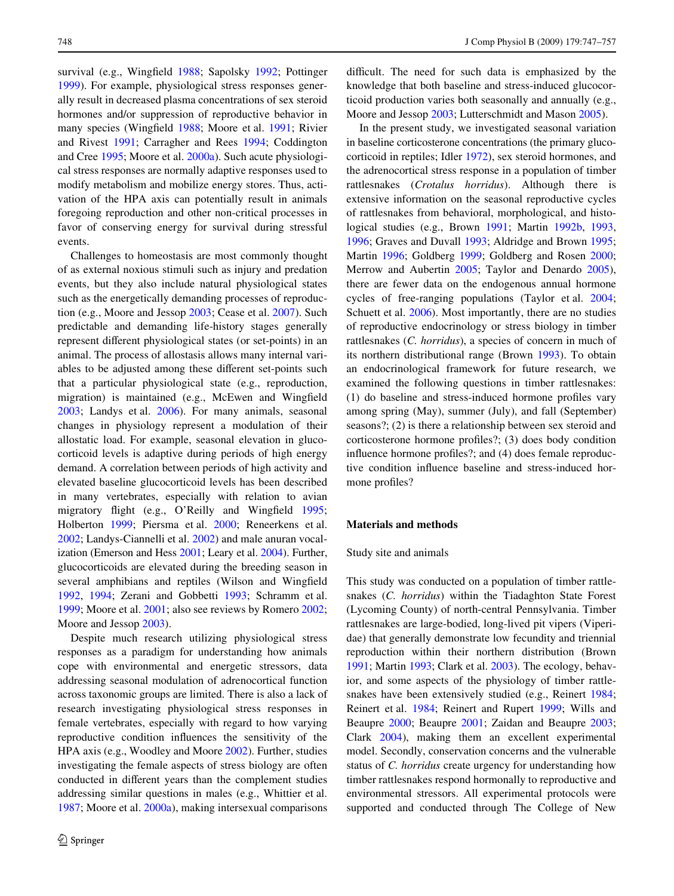survival (e.g., Wingfield 1988; Sapolsky 1992; Pottinger 1999). For example, physiological stress responses generally result in decreased plasma concentrations of sex steroid hormones and/or suppression of reproductive behavior in many species (Wingfield 1988; Moore et al. 1991; Rivier and Rivest 1991; Carragher and Rees 1994; Coddington and Cree 1995; Moore et al. 2000a). Such acute physiological stress responses are normally adaptive responses used to modify metabolism and mobilize energy stores. Thus, activation of the HPA axis can potentially result in animals foregoing reproduction and other non-critical processes in favor of conserving energy for survival during stressful events.

Challenges to homeostasis are most commonly thought of as external noxious stimuli such as injury and predation events, but they also include natural physiological states such as the energetically demanding processes of reproduction (e.g., Moore and Jessop 2003; Cease et al. 2007). Such predictable and demanding life-history stages generally represent different physiological states (or set-points) in an animal. The process of allostasis allows many internal variables to be adjusted among these different set-points such that a particular physiological state (e.g., reproduction, migration) is maintained (e.g., McEwen and Wingfield 2003; Landys et al. 2006). For many animals, seasonal changes in physiology represent a modulation of their allostatic load. For example, seasonal elevation in glucocorticoid levels is adaptive during periods of high energy demand. A correlation between periods of high activity and elevated baseline glucocorticoid levels has been described in many vertebrates, especially with relation to avian migratory flight (e.g., O'Reilly and Wingfield 1995; Holberton 1999; Piersma et al. 2000; Reneerkens et al. 2002; Landys-Ciannelli et al. 2002) and male anuran vocalization (Emerson and Hess 2001; Leary et al. 2004). Further, glucocorticoids are elevated during the breeding season in several amphibians and reptiles (Wilson and Wingfield 1992, 1994; Zerani and Gobbetti 1993; Schramm et al. 1999; Moore et al. 2001; also see reviews by Romero 2002; Moore and Jessop 2003).

Despite much research utilizing physiological stress responses as a paradigm for understanding how animals cope with environmental and energetic stressors, data addressing seasonal modulation of adrenocortical function across taxonomic groups are limited. There is also a lack of research investigating physiological stress responses in female vertebrates, especially with regard to how varying reproductive condition influences the sensitivity of the HPA axis (e.g., Woodley and Moore 2002). Further, studies investigating the female aspects of stress biology are often conducted in different years than the complement studies addressing similar questions in males (e.g., Whittier et al. 1987; Moore et al. 2000a), making intersexual comparisons difficult. The need for such data is emphasized by the knowledge that both baseline and stress-induced glucocorticoid production varies both seasonally and annually (e.g., Moore and Jessop 2003; Lutterschmidt and Mason 2005).

In the present study, we investigated seasonal variation in baseline corticosterone concentrations (the primary glucocorticoid in reptiles; Idler 1972), sex steroid hormones, and the adrenocortical stress response in a population of timber rattlesnakes (*Crotalus horridus*). Although there is extensive information on the seasonal reproductive cycles of rattlesnakes from behavioral, morphological, and histological studies (e.g., Brown 1991; Martin 1992b, 1993, 1996; Graves and Duvall 1993; Aldridge and Brown 1995; Martin 1996; Goldberg 1999; Goldberg and Rosen 2000; Merrow and Aubertin 2005; Taylor and Denardo 2005), there are fewer data on the endogenous annual hormone cycles of free-ranging populations (Taylor et al. 2004; Schuett et al. 2006). Most importantly, there are no studies of reproductive endocrinology or stress biology in timber rattlesnakes (*C. horridus*), a species of concern in much of its northern distributional range (Brown 1993). To obtain an endocrinological framework for future research, we examined the following questions in timber rattlesnakes: (1) do baseline and stress-induced hormone profiles vary among spring (May), summer (July), and fall (September) seasons?; (2) is there a relationship between sex steroid and corticosterone hormone profiles?; (3) does body condition influence hormone profiles?; and (4) does female reproductive condition influence baseline and stress-induced hormone profiles?

## Materials and methods

### Study site and animals

This study was conducted on a population of timber rattlesnakes (*C. horridus*) within the Tiadaghton State Forest (Lycoming County) of north-central Pennsylvania. Timber rattlesnakes are large-bodied, long-lived pit vipers (Viperidae) that generally demonstrate low fecundity and triennial reproduction within their northern distribution (Brown 1991; Martin 1993; Clark et al. 2003). The ecology, behavior, and some aspects of the physiology of timber rattlesnakes have been extensively studied (e.g., Reinert 1984; Reinert et al. 1984; Reinert and Rupert 1999; Wills and Beaupre 2000; Beaupre 2001; Zaidan and Beaupre 2003; Clark 2004), making them an excellent experimental model. Secondly, conservation concerns and the vulnerable status of *C. horridus* create urgency for understanding how timber rattlesnakes respond hormonally to reproductive and environmental stressors. All experimental protocols were supported and conducted through The College of New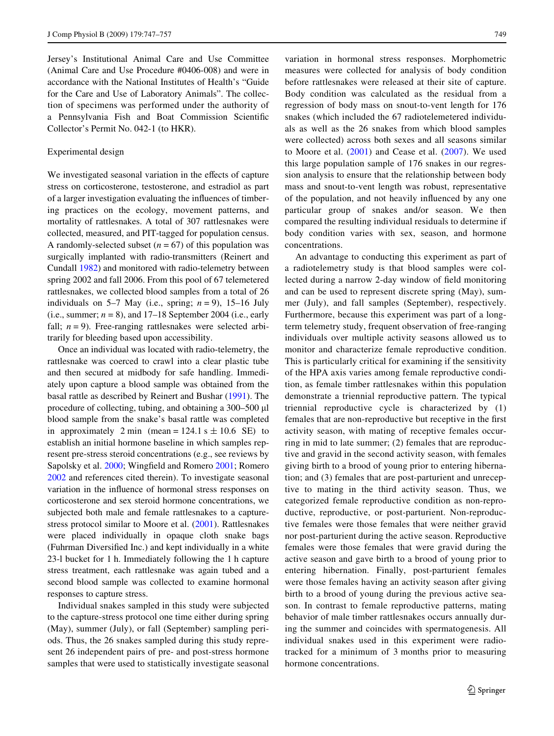Jersey's Institutional Animal Care and Use Committee (Animal Care and Use Procedure #0406-008) and were in accordance with the National Institutes of Health's "Guide for the Care and Use of Laboratory Animals". The collection of specimens was performed under the authority of a Pennsylvania Fish and Boat Commission Scientific Collector's Permit No. 042-1 (to HKR).

### Experimental design

We investigated seasonal variation in the effects of capture stress on corticosterone, testosterone, and estradiol as part of a larger investigation evaluating the influences of timbering practices on the ecology, movement patterns, and mortality of rattlesnakes. A total of 307 rattlesnakes were collected, measured, and PIT-tagged for population census. A randomly-selected subset ($n = 67$) of this population was surgically implanted with radio-transmitters (Reinert and Cundall 1982) and monitored with radio-telemetry between spring 2002 and fall 2006. From this pool of 67 telemetered rattlesnakes, we collected blood samples from a total of 26 individuals on 5–7 May (i.e., spring; $n = 9$), 15–16 July (i.e., summer; $n = 8$), and 17–18 September 2004 (i.e., early fall; $n = 9$). Free-ranging rattlesnakes were selected arbitrarily for bleeding based upon accessibility.

Once an individual was located with radio-telemetry, the rattlesnake was coerced to crawl into a clear plastic tube and then secured at midbody for safe handling. Immediately upon capture a blood sample was obtained from the basal rattle as described by Reinert and Bushar (1991). The procedure of collecting, tubing, and obtaining a 300–500 μl blood sample from the snake's basal rattle was completed in approximately 2 min (mean = 124.1 s ± 10.6 SE) to establish an initial hormone baseline in which samples represent pre-stress steroid concentrations (e.g., see reviews by Sapolsky et al. 2000; Wingfield and Romero 2001; Romero 2002 and references cited therein). To investigate seasonal variation in the influence of hormonal stress responses on corticosterone and sex steroid hormone concentrations, we subjected both male and female rattlesnakes to a capture-stress protocol similar to Moore et al. (2001). Rattlesnakes were placed individually in opaque cloth snake bags (Fuhrman Diversified Inc.) and kept individually in a white 23-l bucket for 1 h. Immediately following the 1 h capture stress treatment, each rattlesnake was again tubed and a second blood sample was collected to examine hormonal responses to capture stress.

Individual snakes sampled in this study were subjected to the capture-stress protocol one time either during spring (May), summer (July), or fall (September) sampling periods. Thus, the 26 snakes sampled during this study represent 26 independent pairs of pre- and post-stress hormone samples that were used to statistically investigate seasonal variation in hormonal stress responses. Morphometric measures were collected for analysis of body condition before rattlesnakes were released at their site of capture. Body condition was calculated as the residual from a regression of body mass on snout-to-vent length for 176 snakes (which included the 67 radiotelemetered individuals as well as the 26 snakes from which blood samples were collected) across both sexes and all seasons similar to Moore et al. (2001) and Cease et al. (2007). We used this large population sample of 176 snakes in our regression analysis to ensure that the relationship between body mass and snout-to-vent length was robust, representative of the population, and not heavily influenced by any one particular group of snakes and/or season. We then compared the resulting individual residuals to determine if body condition varies with sex, season, and hormone concentrations.

An advantage to conducting this experiment as part of a radiotelemetry study is that blood samples were collected during a narrow 2-day window of field monitoring and can be used to represent discrete spring (May), summer (July), and fall samples (September), respectively. Furthermore, because this experiment was part of a long-term telemetry study, frequent observation of free-ranging individuals over multiple activity seasons allowed us to monitor and characterize female reproductive condition. This is particularly critical for examining if the sensitivity of the HPA axis varies among female reproductive condition, as female timber rattlesnakes within this population demonstrate a triennial reproductive pattern. The typical triennial reproductive cycle is characterized by (1) females that are non-reproductive but receptive in the first activity season, with mating of receptive females occurring in mid to late summer; (2) females that are reproductive and gravid in the second activity season, with females giving birth to a brood of young prior to entering hibernation; and (3) females that are post-parturient and unreceptive to mating in the third activity season. Thus, we categorized female reproductive condition as non-reproductive, reproductive, or post-parturient. Non-reproductive females were those females that were neither gravid nor post-parturient during the active season. Reproductive females were those females that were gravid during the active season and gave birth to a brood of young prior to entering hibernation. Finally, post-parturient females were those females having an activity season after giving birth to a brood of young during the previous active season. In contrast to female reproductive patterns, mating behavior of male timber rattlesnakes occurs annually during the summer and coincides with spermatogenesis. All individual snakes used in this experiment were radio-tracked for a minimum of 3 months prior to measuring hormone concentrations.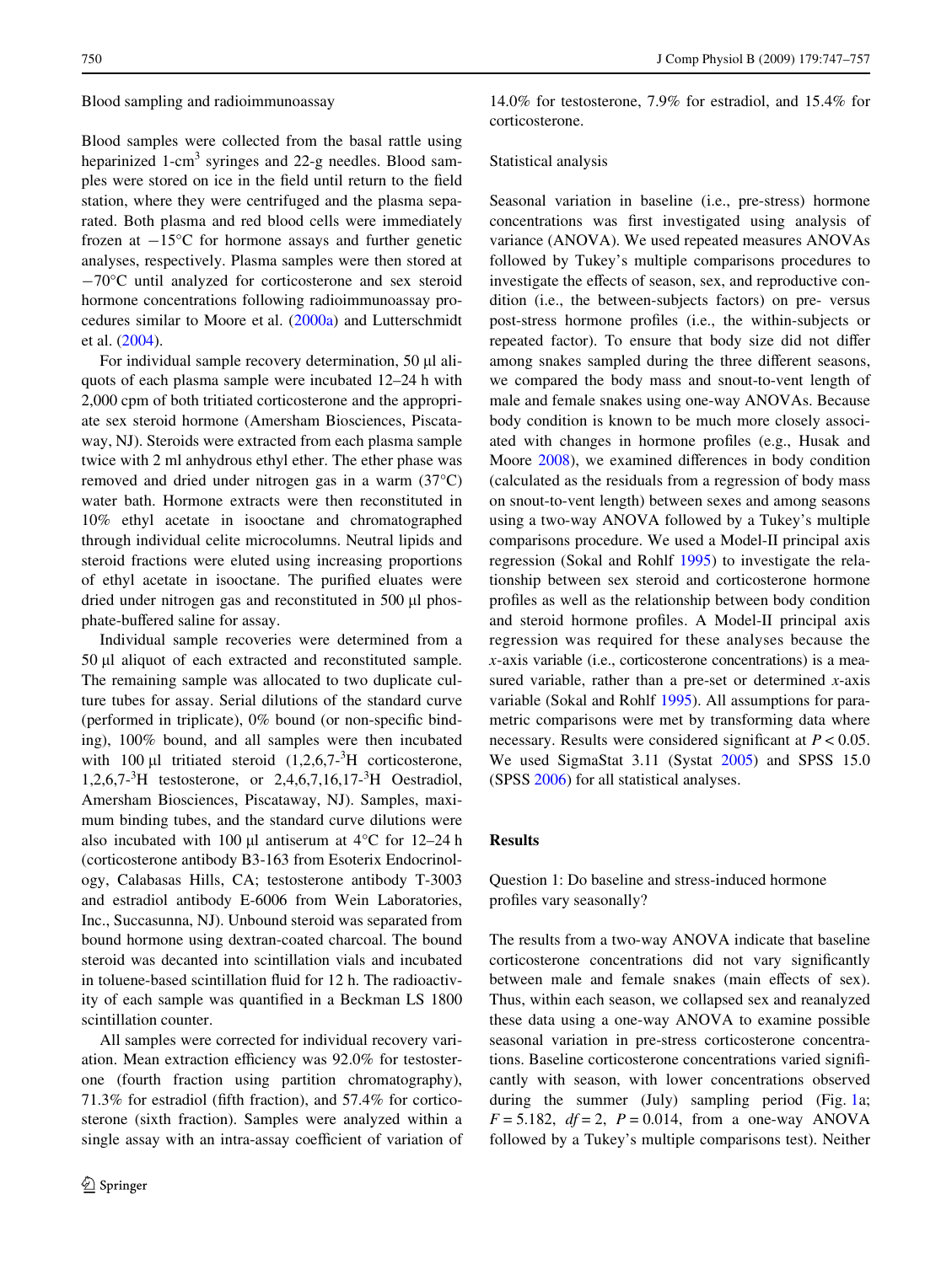Blood sampling and radioimmunoassay

Blood samples were collected from the basal rattle using heparinized 1-cm$^3$ syringes and 22-g needles. Blood samples were stored on ice in the field until return to the field station, where they were centrifuged and the plasma separated. Both plasma and red blood cells were immediately frozen at −15°C for hormone assays and further genetic analyses, respectively. Plasma samples were then stored at −70°C until analyzed for corticosterone and sex steroid hormone concentrations following radioimmunoassay procedures similar to Moore et al. (2000a) and Lutterschmidt et al. (2004).

For individual sample recovery determination, 50 μl aliquots of each plasma sample were incubated 12–24 h with 2,000 cpm of both tritiated corticosterone and the appropriate sex steroid hormone (Amersham Biosciences, Piscataway, NJ). Steroids were extracted from each plasma sample twice with 2 ml anhydrous ethyl ether. The ether phase was removed and dried under nitrogen gas in a warm (37°C) water bath. Hormone extracts were then reconstituted in 10% ethyl acetate in isooctane and chromatographed through individual celite microcolumns. Neutral lipids and steroid fractions were eluted using increasing proportions of ethyl acetate in isooctane. The purified eluates were dried under nitrogen gas and reconstituted in 500 μl phosphate-buffered saline for assay.

Individual sample recoveries were determined from a 50 μl aliquot of each extracted and reconstituted sample. The remaining sample was allocated to two duplicate culture tubes for assay. Serial dilutions of the standard curve (performed in triplicate), 0% bound (or non-specific binding), 100% bound, and all samples were then incubated with 100 μl tritiated steroid (1,2,6,7-$^3$H corticosterone, 1,2,6,7-$^3$H testosterone, or 2,4,6,7,16,17-$^3$H Oestradiol, Amersham Biosciences, Piscataway, NJ). Samples, maximum binding tubes, and the standard curve dilutions were also incubated with 100 μl antiserum at 4°C for 12–24 h (corticosterone antibody B3-163 from Esoterix Endocrinology, Calabasas Hills, CA; testosterone antibody T-3003 and estradiol antibody E-6006 from Wein Laboratories, Inc., Succasunna, NJ). Unbound steroid was separated from bound hormone using dextran-coated charcoal. The bound steroid was decanted into scintillation vials and incubated in toluene-based scintillation fluid for 12 h. The radioactivity of each sample was quantified in a Beckman LS 1800 scintillation counter.

All samples were corrected for individual recovery variation. Mean extraction efficiency was 92.0% for testosterone (fourth fraction using partition chromatography), 71.3% for estradiol (fifth fraction), and 57.4% for corticosterone (sixth fraction). Samples were analyzed within a single assay with an intra-assay coefficient of variation of 14.0% for testosterone, 7.9% for estradiol, and 15.4% for corticosterone.

Statistical analysis

Seasonal variation in baseline (i.e., pre-stress) hormone concentrations was first investigated using analysis of variance (ANOVA). We used repeated measures ANOVAs followed by Tukey's multiple comparisons procedures to investigate the effects of season, sex, and reproductive condition (i.e., the between-subjects factors) on pre- versus post-stress hormone profiles (i.e., the within-subjects or repeated factor). To ensure that body size did not differ among snakes sampled during the three different seasons, we compared the body mass and snout-to-vent length of male and female snakes using one-way ANOVAs. Because body condition is known to be much more closely associated with changes in hormone profiles (e.g., Husak and Moore 2008), we examined differences in body condition (calculated as the residuals from a regression of body mass on snout-to-vent length) between sexes and among seasons using a two-way ANOVA followed by a Tukey's multiple comparisons procedure. We used a Model-II principal axis regression (Sokal and Rohlf 1995) to investigate the relationship between sex steroid and corticosterone hormone profiles as well as the relationship between body condition and steroid hormone profiles. A Model-II principal axis regression was required for these analyses because the *x*-axis variable (i.e., corticosterone concentrations) is a measured variable, rather than a pre-set or determined *x*-axis variable (Sokal and Rohlf 1995). All assumptions for parametric comparisons were met by transforming data where necessary. Results were considered significant at $P < 0.05$. We used SigmaStat 3.11 (Systat 2005) and SPSS 15.0 (SPSS 2006) for all statistical analyses.

## Results

Question 1: Do baseline and stress-induced hormone profiles vary seasonally?

The results from a two-way ANOVA indicate that baseline corticosterone concentrations did not vary significantly between male and female snakes (main effects of sex). Thus, within each season, we collapsed sex and reanalyzed these data using a one-way ANOVA to examine possible seasonal variation in pre-stress corticosterone concentrations. Baseline corticosterone concentrations varied significantly with season, with lower concentrations observed during the summer (July) sampling period (Fig. 1a; $F = 5.182$, $df = 2$, $P = 0.014$, from a one-way ANOVA followed by a Tukey's multiple comparisons test). Neither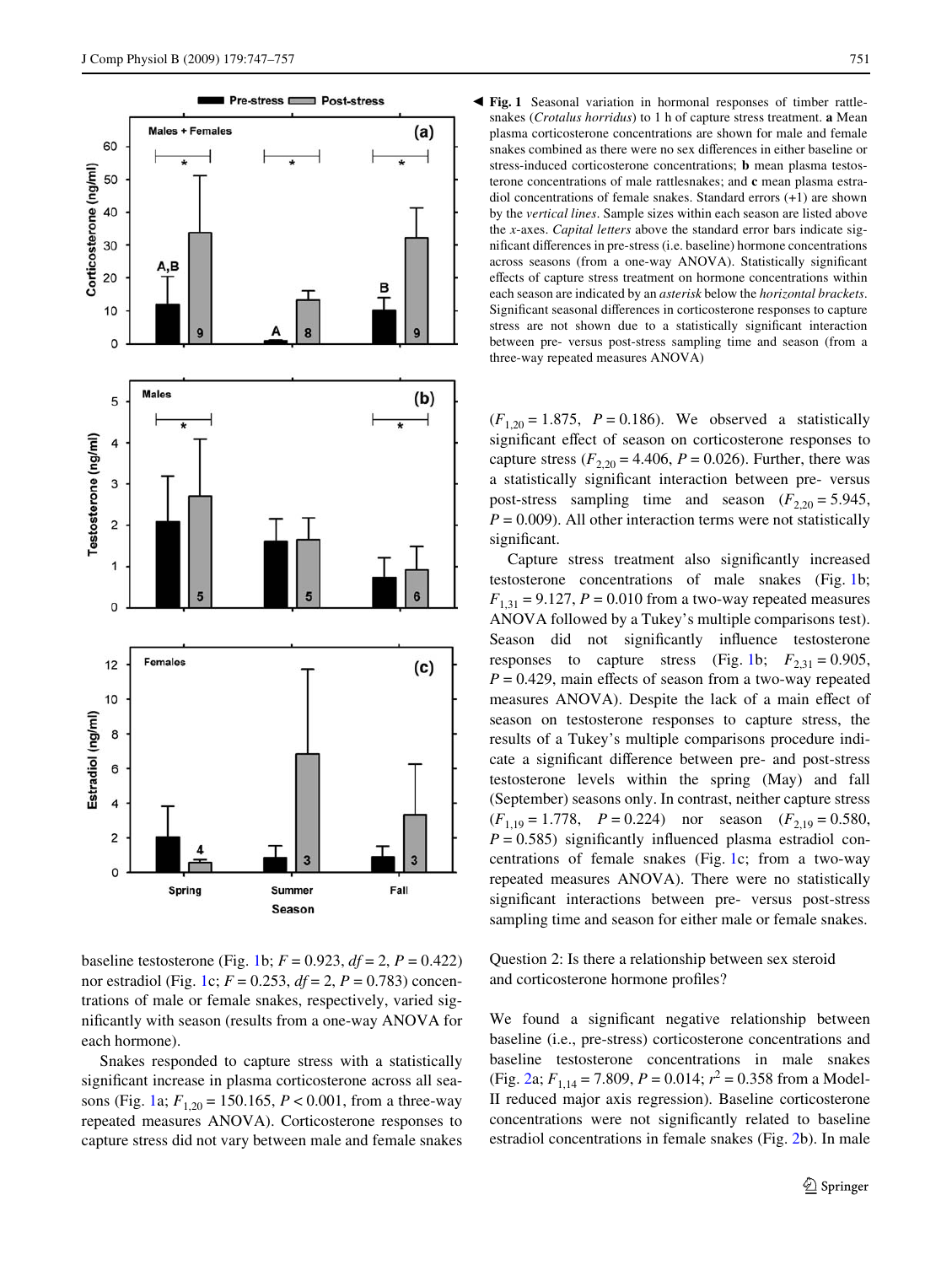**Fig. 1** Seasonal variation in hormonal responses of timber rattlesnakes (*Crotalus horridus*) to 1 h of capture stress treatment. **a** Mean plasma corticosterone concentrations are shown for male and female snakes combined as there were no sex differences in either baseline or stress-induced corticosterone concentrations; **b** mean plasma testosterone concentrations of male rattlesnakes; and **c** mean plasma estradiol concentrations of female snakes. Standard errors (+1) are shown by the *vertical lines*. Sample sizes within each season are listed above the *x*-axes. *Capital letters* above the standard error bars indicate significant differences in pre-stress (i.e. baseline) hormone concentrations across seasons (from a one-way ANOVA). Statistically significant effects of capture stress treatment on hormone concentrations within each season are indicated by an *asterisk* below the *horizontal brackets*. Significant seasonal differences in corticosterone responses to capture stress are not shown due to a statistically significant interaction between pre- versus post-stress sampling time and season (from a three-way repeated measures ANOVA)

baseline testosterone (Fig. 1b; $F = 0.923$, $df = 2$, $P = 0.422$) nor estradiol (Fig. 1c; $F = 0.253$, $df = 2$, $P = 0.783$) concentrations of male or female snakes, respectively, varied significantly with season (results from a one-way ANOVA for each hormone).

Snakes responded to capture stress with a statistically significant increase in plasma corticosterone across all seasons (Fig. 1a; $F_{1,20} = 150.165$, $P < 0.001$, from a three-way repeated measures ANOVA). Corticosterone responses to capture stress did not vary between male and female snakes ($F_{1,20} = 1.875$, $P = 0.186$). We observed a statistically significant effect of season on corticosterone responses to capture stress ($F_{2,20} = 4.406$, $P = 0.026$). Further, there was a statistically significant interaction between pre- versus post-stress sampling time and season ($F_{2,20} = 5.945$, $P = 0.009$). All other interaction terms were not statistically significant.

Capture stress treatment also significantly increased testosterone concentrations of male snakes (Fig. 1b; $F_{1,31} = 9.127$, $P = 0.010$ from a two-way repeated measures ANOVA followed by a Tukey's multiple comparisons test). Season did not significantly influence testosterone responses to capture stress (Fig. 1b; $F_{2,31} = 0.905$, $P = 0.429$, main effects of season from a two-way repeated measures ANOVA). Despite the lack of a main effect of season on testosterone responses to capture stress, the results of a Tukey's multiple comparisons procedure indicate a significant difference between pre- and post-stress testosterone levels within the spring (May) and fall (September) seasons only. In contrast, neither capture stress ($F_{1,19} = 1.778$, $P = 0.224$) nor season ($F_{2,19} = 0.580$, $P = 0.585$) significantly influenced plasma estradiol concentrations of female snakes (Fig. 1c; from a two-way repeated measures ANOVA). There were no statistically significant interactions between pre- versus post-stress sampling time and season for either male or female snakes.

### Question 2: Is there a relationship between sex steroid and corticosterone hormone profiles?

We found a significant negative relationship between baseline (i.e., pre-stress) corticosterone concentrations and baseline testosterone concentrations in male snakes (Fig. 2a; $F_{1,14} = 7.809$, $P = 0.014$; $r^2 = 0.358$ from a Model-II reduced major axis regression). Baseline corticosterone concentrations were not significantly related to baseline estradiol concentrations in female snakes (Fig. 2b). In male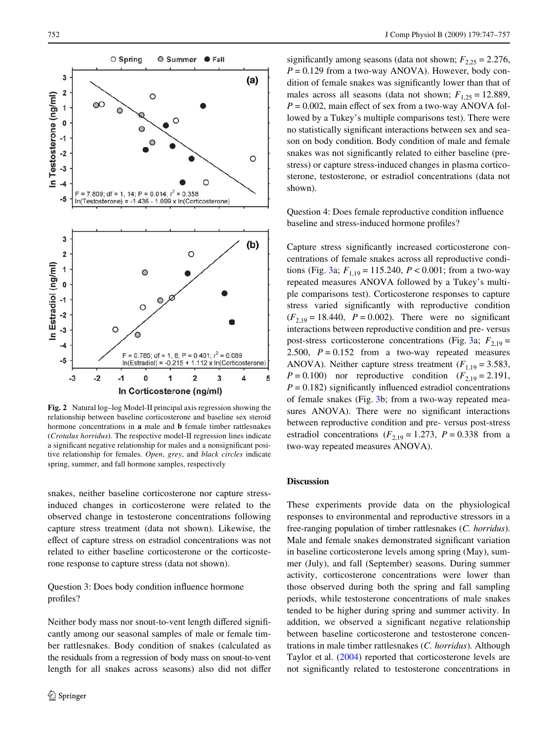Fig. 2 Natural log–log Model-II principal axis regression showing the relationship between baseline corticosterone and baseline sex steroid hormone concentrations in **a** male and **b** female timber rattlesnakes (*Crotalus horridus*). The respective model-II regression lines indicate a significant negative relationship for males and a nonsignificant positive relationship for females. *Open*, *grey*, and *black circles* indicate spring, summer, and fall hormone samples, respectively

snakes, neither baseline corticosterone nor capture stress-induced changes in corticosterone were related to the observed change in testosterone concentrations following capture stress treatment (data not shown). Likewise, the effect of capture stress on estradiol concentrations was not related to either baseline corticosterone or the corticosterone response to capture stress (data not shown).

Question 3: Does body condition influence hormone profiles?

Neither body mass nor snout-to-vent length differed significantly among our seasonal samples of male or female timber rattlesnakes. Body condition of snakes (calculated as the residuals from a regression of body mass on snout-to-vent length for all snakes across seasons) also did not differ significantly among seasons (data not shown; $F_{2,25} = 2.276$, $P = 0.129$ from a two-way ANOVA). However, body condition of female snakes was significantly lower than that of males across all seasons (data not shown; $F_{1,25} = 12.889$, $P = 0.002$, main effect of sex from a two-way ANOVA followed by a Tukey's multiple comparisons test). There were no statistically significant interactions between sex and season on body condition. Body condition of male and female snakes was not significantly related to either baseline (pre-stress) or capture stress-induced changes in plasma corticosterone, testosterone, or estradiol concentrations (data not shown).

Question 4: Does female reproductive condition influence baseline and stress-induced hormone profiles?

Capture stress significantly increased corticosterone concentrations of female snakes across all reproductive conditions (Fig. 3a; $F_{1,19} = 115.240$, $P < 0.001$; from a two-way repeated measures ANOVA followed by a Tukey's multiple comparisons test). Corticosterone responses to capture stress varied significantly with reproductive condition ($F_{2,19} = 18.440$, $P = 0.002$). There were no significant interactions between reproductive condition and pre- versus post-stress corticosterone concentrations (Fig. 3a; $F_{2,19} = 2.500$, $P = 0.152$ from a two-way repeated measures ANOVA). Neither capture stress treatment ($F_{1,19} = 3.583$, $P = 0.100$) nor reproductive condition ($F_{2,19} = 2.191$, $P = 0.182$) significantly influenced estradiol concentrations of female snakes (Fig. 3b; from a two-way repeated measures ANOVA). There were no significant interactions between reproductive condition and pre- versus post-stress estradiol concentrations ($F_{2,19} = 1.273$, $P = 0.338$ from a two-way repeated measures ANOVA).

## Discussion

These experiments provide data on the physiological responses to environmental and reproductive stressors in a free-ranging population of timber rattlesnakes (*C. horridus*). Male and female snakes demonstrated significant variation in baseline corticosterone levels among spring (May), summer (July), and fall (September) seasons. During summer activity, corticosterone concentrations were lower than those observed during both the spring and fall sampling periods, while testosterone concentrations of male snakes tended to be higher during spring and summer activity. In addition, we observed a significant negative relationship between baseline corticosterone and testosterone concentrations in male timber rattlesnakes (*C. horridus*). Although Taylor et al. (2004) reported that corticosterone levels are not significantly related to testosterone concentrations in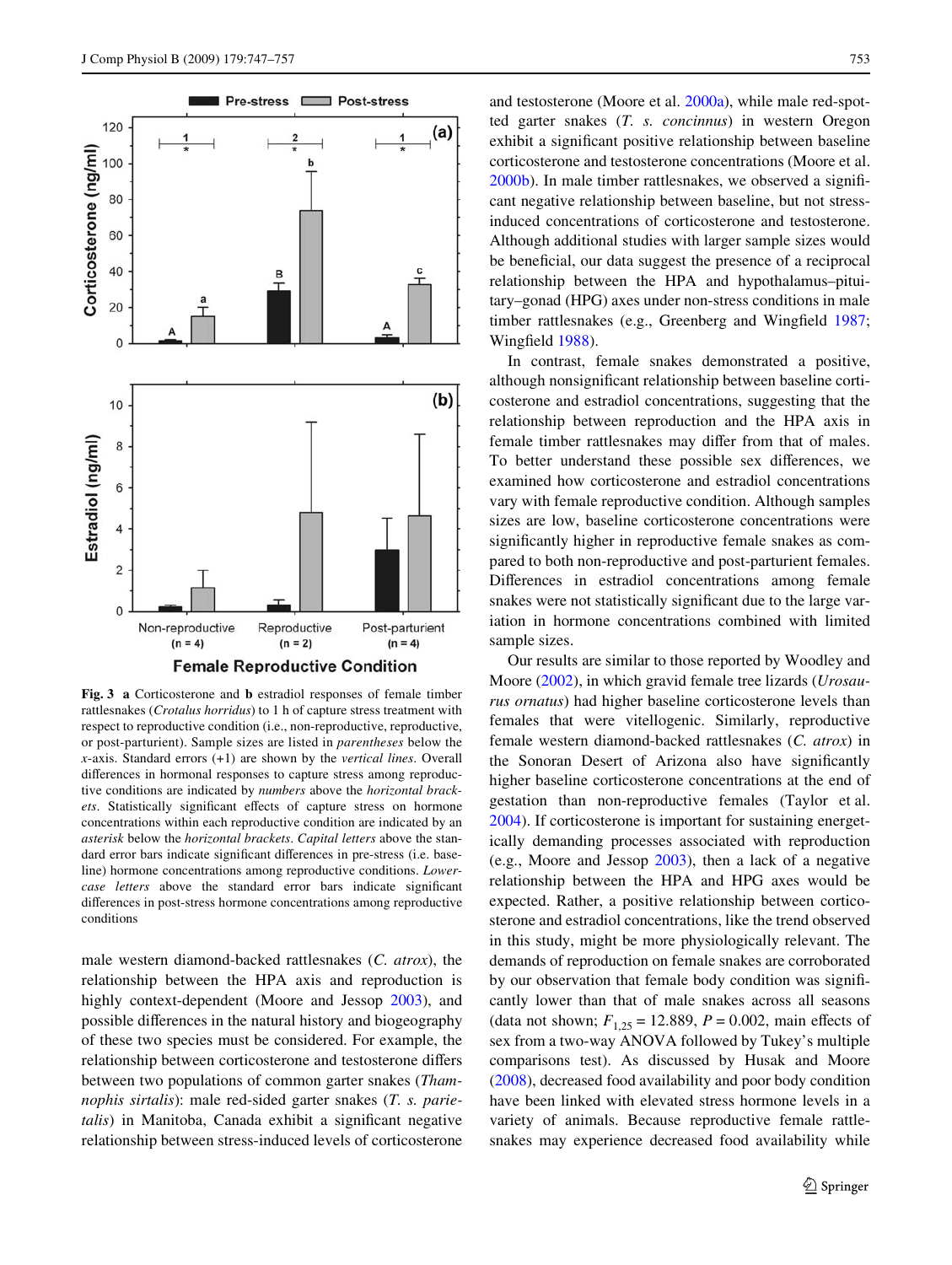Fig. 3 **a** Corticosterone and **b** estradiol responses of female timber rattlesnakes (*Crotalus horridus*) to 1 h of capture stress treatment with respect to reproductive condition (i.e., non-reproductive, reproductive, or post-parturient). Sample sizes are listed in *parentheses* below the *x*-axis. Standard errors (+1) are shown by the *vertical lines*. Overall differences in hormonal responses to capture stress among reproductive conditions are indicated by *numbers* above the *horizontal brackets*. Statistically significant effects of capture stress on hormone concentrations within each reproductive condition are indicated by an *asterisk* below the *horizontal brackets*. *Capital letters* above the standard error bars indicate significant differences in pre-stress (i.e. baseline) hormone concentrations among reproductive conditions. *Lowercase letters* above the standard error bars indicate significant differences in post-stress hormone concentrations among reproductive conditions

male western diamond-backed rattlesnakes (*C. atrox*), the relationship between the HPA axis and reproduction is highly context-dependent (Moore and Jessop 2003), and possible differences in the natural history and biogeography of these two species must be considered. For example, the relationship between corticosterone and testosterone differs between two populations of common garter snakes (*Thamnophis sirtalis*): male red-sided garter snakes (*T. s. parietalis*) in Manitoba, Canada exhibit a significant negative relationship between stress-induced levels of corticosterone and testosterone (Moore et al. 2000a), while male red-spotted garter snakes (*T. s. concinnus*) in western Oregon exhibit a significant positive relationship between baseline corticosterone and testosterone concentrations (Moore et al. 2000b). In male timber rattlesnakes, we observed a significant negative relationship between baseline, but not stress-induced concentrations of corticosterone and testosterone. Although additional studies with larger sample sizes would be beneficial, our data suggest the presence of a reciprocal relationship between the HPA and hypothalamus–pituitary–gonad (HPG) axes under non-stress conditions in male timber rattlesnakes (e.g., Greenberg and Wingfield 1987; Wingfield 1988).

In contrast, female snakes demonstrated a positive, although nonsignificant relationship between baseline corticosterone and estradiol concentrations, suggesting that the relationship between reproduction and the HPA axis in female timber rattlesnakes may differ from that of males. To better understand these possible sex differences, we examined how corticosterone and estradiol concentrations vary with female reproductive condition. Although samples sizes are low, baseline corticosterone concentrations were significantly higher in reproductive female snakes as compared to both non-reproductive and post-parturient females. Differences in estradiol concentrations among female snakes were not statistically significant due to the large variation in hormone concentrations combined with limited sample sizes.

Our results are similar to those reported by Woodley and Moore (2002), in which gravid female tree lizards (*Urosaurus ornatus*) had higher baseline corticosterone levels than females that were vitellogenic. Similarly, reproductive female western diamond-backed rattlesnakes (*C. atrox*) in the Sonoran Desert of Arizona also have significantly higher baseline corticosterone concentrations at the end of gestation than non-reproductive females (Taylor et al. 2004). If corticosterone is important for sustaining energetically demanding processes associated with reproduction (e.g., Moore and Jessop 2003), then a lack of a negative relationship between the HPA and HPG axes would be expected. Rather, a positive relationship between corticosterone and estradiol concentrations, like the trend observed in this study, might be more physiologically relevant. The demands of reproduction on female snakes are corroborated by our observation that female body condition was significantly lower than that of male snakes across all seasons (data not shown; $F_{1,25} = 12.889$, $P = 0.002$, main effects of sex from a two-way ANOVA followed by Tukey's multiple comparisons test). As discussed by Husak and Moore (2008), decreased food availability and poor body condition have been linked with elevated stress hormone levels in a variety of animals. Because reproductive female rattlesnakes may experience decreased food availability while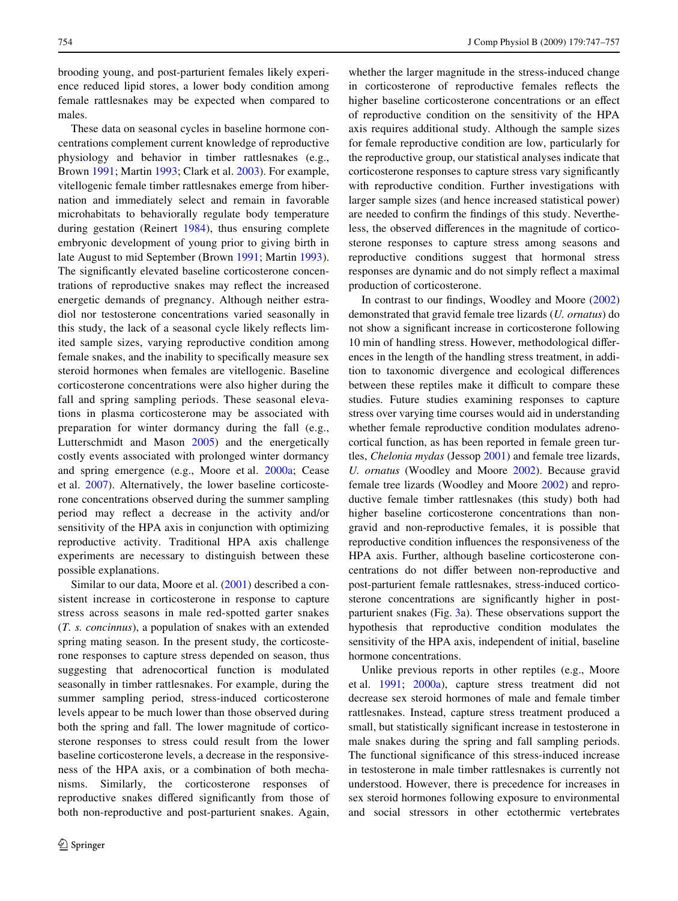brooding young, and post-parturient females likely experience reduced lipid stores, a lower body condition among female rattlesnakes may be expected when compared to males.

These data on seasonal cycles in baseline hormone concentrations complement current knowledge of reproductive physiology and behavior in timber rattlesnakes (e.g., Brown 1991; Martin 1993; Clark et al. 2003). For example, vitellogenic female timber rattlesnakes emerge from hibernation and immediately select and remain in favorable microhabitats to behaviorally regulate body temperature during gestation (Reinert 1984), thus ensuring complete embryonic development of young prior to giving birth in late August to mid September (Brown 1991; Martin 1993). The significantly elevated baseline corticosterone concentrations of reproductive snakes may reflect the increased energetic demands of pregnancy. Although neither estradiol nor testosterone concentrations varied seasonally in this study, the lack of a seasonal cycle likely reflects limited sample sizes, varying reproductive condition among female snakes, and the inability to specifically measure sex steroid hormones when females are vitellogenic. Baseline corticosterone concentrations were also higher during the fall and spring sampling periods. These seasonal elevations in plasma corticosterone may be associated with preparation for winter dormancy during the fall (e.g., Lutterschmidt and Mason 2005) and the energetically costly events associated with prolonged winter dormancy and spring emergence (e.g., Moore et al. 2000a; Cease et al. 2007). Alternatively, the lower baseline corticosterone concentrations observed during the summer sampling period may reflect a decrease in the activity and/or sensitivity of the HPA axis in conjunction with optimizing reproductive activity. Traditional HPA axis challenge experiments are necessary to distinguish between these possible explanations.

Similar to our data, Moore et al. (2001) described a consistent increase in corticosterone in response to capture stress across seasons in male red-spotted garter snakes (*T. s. concinnus*), a population of snakes with an extended spring mating season. In the present study, the corticosterone responses to capture stress depended on season, thus suggesting that adrenocortical function is modulated seasonally in timber rattlesnakes. For example, during the summer sampling period, stress-induced corticosterone levels appear to be much lower than those observed during both the spring and fall. The lower magnitude of corticosterone responses to stress could result from the lower baseline corticosterone levels, a decrease in the responsiveness of the HPA axis, or a combination of both mechanisms. Similarly, the corticosterone responses of reproductive snakes differed significantly from those of both non-reproductive and post-parturient snakes. Again, whether the larger magnitude in the stress-induced change in corticosterone of reproductive females reflects the higher baseline corticosterone concentrations or an effect of reproductive condition on the sensitivity of the HPA axis requires additional study. Although the sample sizes for female reproductive condition are low, particularly for the reproductive group, our statistical analyses indicate that corticosterone responses to capture stress vary significantly with reproductive condition. Further investigations with larger sample sizes (and hence increased statistical power) are needed to confirm the findings of this study. Nevertheless, the observed differences in the magnitude of corticosterone responses to capture stress among seasons and reproductive conditions suggest that hormonal stress responses are dynamic and do not simply reflect a maximal production of corticosterone.

In contrast to our findings, Woodley and Moore (2002) demonstrated that gravid female tree lizards (*U. ornatus*) do not show a significant increase in corticosterone following 10 min of handling stress. However, methodological differences in the length of the handling stress treatment, in addition to taxonomic divergence and ecological differences between these reptiles make it difficult to compare these studies. Future studies examining responses to capture stress over varying time courses would aid in understanding whether female reproductive condition modulates adrenocortical function, as has been reported in female green turtles, *Chelonia mydas* (Jessop 2001) and female tree lizards, *U. ornatus* (Woodley and Moore 2002). Because gravid female tree lizards (Woodley and Moore 2002) and reproductive female timber rattlesnakes (this study) both had higher baseline corticosterone concentrations than non-gravid and non-reproductive females, it is possible that reproductive condition influences the responsiveness of the HPA axis. Further, although baseline corticosterone concentrations do not differ between non-reproductive and post-parturient female rattlesnakes, stress-induced corticosterone concentrations are significantly higher in post-parturient snakes (Fig. 3a). These observations support the hypothesis that reproductive condition modulates the sensitivity of the HPA axis, independent of initial, baseline hormone concentrations.

Unlike previous reports in other reptiles (e.g., Moore et al. 1991; 2000a), capture stress treatment did not decrease sex steroid hormones of male and female timber rattlesnakes. Instead, capture stress treatment produced a small, but statistically significant increase in testosterone in male snakes during the spring and fall sampling periods. The functional significance of this stress-induced increase in testosterone in male timber rattlesnakes is currently not understood. However, there is precedence for increases in sex steroid hormones following exposure to environmental and social stressors in other ectothermic vertebrates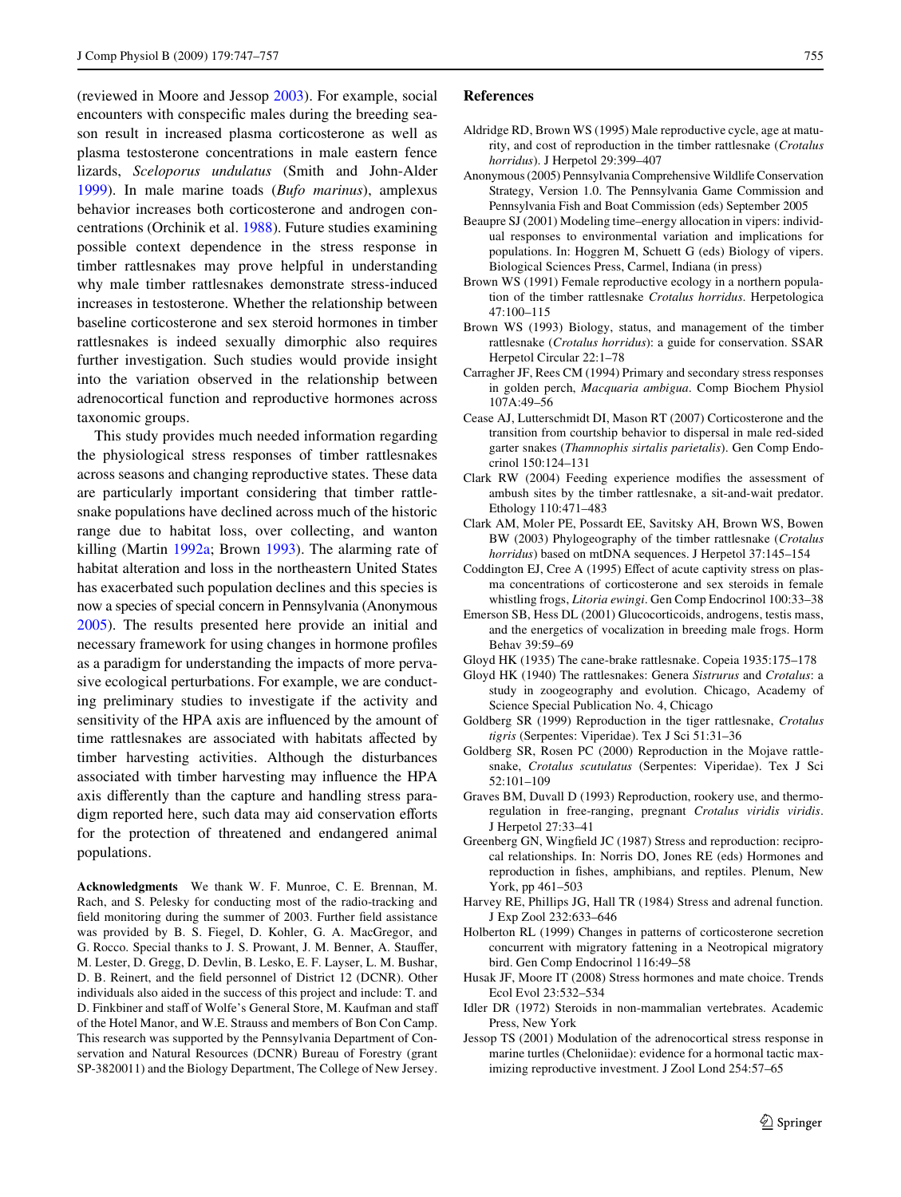(reviewed in Moore and Jessop 2003). For example, social encounters with conspecific males during the breeding season result in increased plasma corticosterone as well as plasma testosterone concentrations in male eastern fence lizards, *Sceloporus undulatus* (Smith and John-Alder 1999). In male marine toads (*Bufo marinus*), amplexus behavior increases both corticosterone and androgen concentrations (Orchinik et al. 1988). Future studies examining possible context dependence in the stress response in timber rattlesnakes may prove helpful in understanding why male timber rattlesnakes demonstrate stress-induced increases in testosterone. Whether the relationship between baseline corticosterone and sex steroid hormones in timber rattlesnakes is indeed sexually dimorphic also requires further investigation. Such studies would provide insight into the variation observed in the relationship between adrenocortical function and reproductive hormones across taxonomic groups.

This study provides much needed information regarding the physiological stress responses of timber rattlesnakes across seasons and changing reproductive states. These data are particularly important considering that timber rattlesnake populations have declined across much of the historic range due to habitat loss, over collecting, and wanton killing (Martin 1992a; Brown 1993). The alarming rate of habitat alteration and loss in the northeastern United States has exacerbated such population declines and this species is now a species of special concern in Pennsylvania (Anonymous 2005). The results presented here provide an initial and necessary framework for using changes in hormone profiles as a paradigm for understanding the impacts of more pervasive ecological perturbations. For example, we are conducting preliminary studies to investigate if the activity and sensitivity of the HPA axis are influenced by the amount of time rattlesnakes are associated with habitats affected by timber harvesting activities. Although the disturbances associated with timber harvesting may influence the HPA axis differently than the capture and handling stress paradigm reported here, such data may aid conservation efforts for the protection of threatened and endangered animal populations.

**Acknowledgments** We thank W. F. Munroe, C. E. Brennan, M. Rach, and S. Pelesky for conducting most of the radio-tracking and field monitoring during the summer of 2003. Further field assistance was provided by B. S. Fiegel, D. Kohler, G. A. MacGregor, and G. Rocco. Special thanks to J. S. Prowant, J. M. Benner, A. Stauffer, M. Lester, D. Gregg, D. Devlin, B. Lesko, E. F. Layser, L. M. Bushar, D. B. Reinert, and the field personnel of District 12 (DCNR). Other individuals also aided in the success of this project and include: T. and D. Finkbiner and staff of Wolfe's General Store, M. Kaufman and staff of the Hotel Manor, and W.E. Strauss and members of Bon Con Camp. This research was supported by the Pennsylvania Department of Conservation and Natural Resources (DCNR) Bureau of Forestry (grant SP-3820011) and the Biology Department, The College of New Jersey.

## References

Aldridge RD, Brown WS (1995) Male reproductive cycle, age at maturity, and cost of reproduction in the timber rattlesnake (*Crotalus horridus*). J Herpetol 29:399–407

Anonymous (2005) Pennsylvania Comprehensive Wildlife Conservation Strategy, Version 1.0. The Pennsylvania Game Commission and Pennsylvania Fish and Boat Commission (eds) September 2005

Beaupre SJ (2001) Modeling time–energy allocation in vipers: individual responses to environmental variation and implications for populations. In: Hoggren M, Schuett G (eds) Biology of vipers. Biological Sciences Press, Carmel, Indiana (in press)

Brown WS (1991) Female reproductive ecology in a northern population of the timber rattlesnake *Crotalus horridus*. Herpetologica 47:100–115

Brown WS (1993) Biology, status, and management of the timber rattlesnake (*Crotalus horridus*): a guide for conservation. SSAR Herpetol Circular 22:1–78

Carragher JF, Rees CM (1994) Primary and secondary stress responses in golden perch, *Macquaria ambigua*. Comp Biochem Physiol 107A:49–56

Cease AJ, Lutterschmidt DI, Mason RT (2007) Corticosterone and the transition from courtship behavior to dispersal in male red-sided garter snakes (*Thamnophis sirtalis parietalis*). Gen Comp Endocrinol 150:124–131

Clark RW (2004) Feeding experience modifies the assessment of ambush sites by the timber rattlesnake, a sit-and-wait predator. Ethology 110:471–483

Clark AM, Moler PE, Possardt EE, Savitsky AH, Brown WS, Bowen BW (2003) Phylogeography of the timber rattlesnake (*Crotalus horridus*) based on mtDNA sequences. J Herpetol 37:145–154

Coddington EJ, Cree A (1995) Effect of acute captivity stress on plasma concentrations of corticosterone and sex steroids in female whistling frogs, *Litoria ewingi*. Gen Comp Endocrinol 100:33–38

Emerson SB, Hess DL (2001) Glucocorticoids, androgens, testis mass, and the energetics of vocalization in breeding male frogs. Horm Behav 39:59–69

Gloyd HK (1935) The cane-brake rattlesnake. Copeia 1935:175–178

Gloyd HK (1940) The rattlesnakes: Genera *Sistrurus* and *Crotalus*: a study in zoogeography and evolution. Chicago, Academy of Science Special Publication No. 4, Chicago

Goldberg SR (1999) Reproduction in the tiger rattlesnake, *Crotalus tigris* (Serpentes: Viperidae). Tex J Sci 51:31–36

Goldberg SR, Rosen PC (2000) Reproduction in the Mojave rattlesnake, *Crotalus scutulatus* (Serpentes: Viperidae). Tex J Sci 52:101–109

Graves BM, Duvall D (1993) Reproduction, rookery use, and thermoregulation in free-ranging, pregnant *Crotalus viridis viridis*. J Herpetol 27:33–41

Greenberg GN, Wingfield JC (1987) Stress and reproduction: reciprocal relationships. In: Norris DO, Jones RE (eds) Hormones and reproduction in fishes, amphibians, and reptiles. Plenum, New York, pp 461–503

Harvey RE, Phillips JG, Hall TR (1984) Stress and adrenal function. J Exp Zool 232:633–646

Holberton RL (1999) Changes in patterns of corticosterone secretion concurrent with migratory fattening in a Neotropical migratory bird. Gen Comp Endocrinol 116:49–58

Husak JF, Moore IT (2008) Stress hormones and mate choice. Trends Ecol Evol 23:532–534

Idler DR (1972) Steroids in non-mammalian vertebrates. Academic Press, New York

Jessop TS (2001) Modulation of the adrenocortical stress response in marine turtles (Cheloniidae): evidence for a hormonal tactic maximizing reproductive investment. J Zool Lond 254:57–65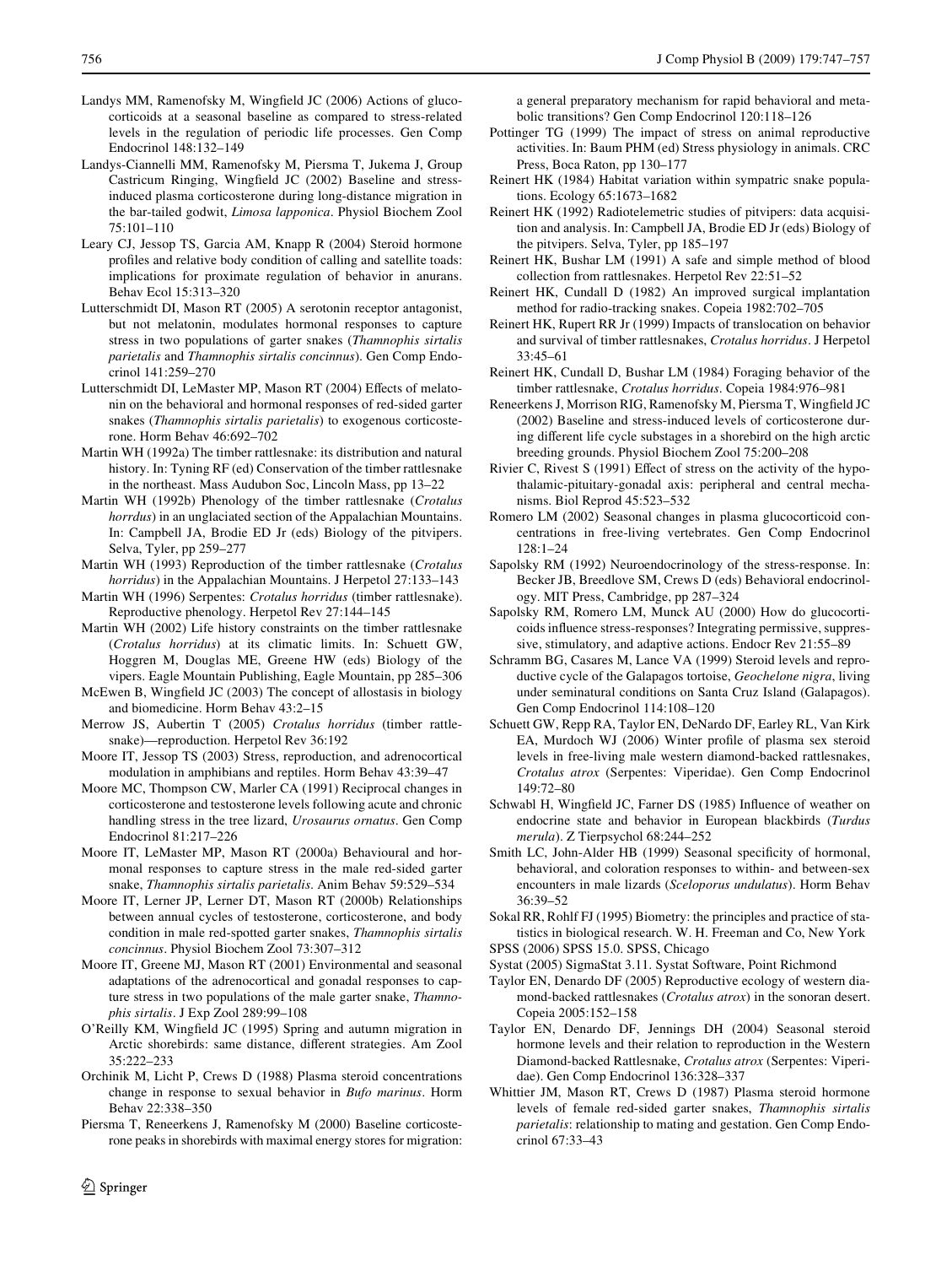Landys MM, Ramenofsky M, Wingfield JC (2006) Actions of glucocorticoids at a seasonal baseline as compared to stress-related levels in the regulation of periodic life processes. Gen Comp Endocrinol 148:132–149

Landys-Ciannelli MM, Ramenofsky M, Piersma T, Jukema J, Group Castricum Ringing, Wingfield JC (2002) Baseline and stress-induced plasma corticosterone during long-distance migration in the bar-tailed godwit, *Limosa lapponica*. Physiol Biochem Zool 75:101–110

Leary CJ, Jessop TS, Garcia AM, Knapp R (2004) Steroid hormone profiles and relative body condition of calling and satellite toads: implications for proximate regulation of behavior in anurans. Behav Ecol 15:313–320

Lutterschmidt DI, Mason RT (2005) A serotonin receptor antagonist, but not melatonin, modulates hormonal responses to capture stress in two populations of garter snakes (*Thamnophis sirtalis parietalis* and *Thamnophis sirtalis concinnus*). Gen Comp Endocrinol 141:259–270

Lutterschmidt DI, LeMaster MP, Mason RT (2004) Effects of melatonin on the behavioral and hormonal responses of red-sided garter snakes (*Thamnophis sirtalis parietalis*) to exogenous corticosterone. Horm Behav 46:692–702

Martin WH (1992a) The timber rattlesnake: its distribution and natural history. In: Tyning RF (ed) Conservation of the timber rattlesnake in the northeast. Mass Audubon Soc, Lincoln Mass, pp 13–22

Martin WH (1992b) Phenology of the timber rattlesnake (*Crotalus horrdus*) in an unglaciated section of the Appalachian Mountains. In: Campbell JA, Brodie ED Jr (eds) Biology of the pitvipers. Selva, Tyler, pp 259–277

Martin WH (1993) Reproduction of the timber rattlesnake (*Crotalus horridus*) in the Appalachian Mountains. J Herpetol 27:133–143

Martin WH (1996) Serpentes: *Crotalus horridus* (timber rattlesnake). Reproductive phenology. Herpetol Rev 27:144–145

Martin WH (2002) Life history constraints on the timber rattlesnake (*Crotalus horridus*) at its climatic limits. In: Schuett GW, Hoggren M, Douglas ME, Greene HW (eds) Biology of the vipers. Eagle Mountain Publishing, Eagle Mountain, pp 285–306

McEwen B, Wingfield JC (2003) The concept of allostasis in biology and biomedicine. Horm Behav 43:2–15

Merrow JS, Aubertin T (2005) *Crotalus horridus* (timber rattlesnake)—reproduction. Herpetol Rev 36:192

Moore IT, Jessop TS (2003) Stress, reproduction, and adrenocortical modulation in amphibians and reptiles. Horm Behav 43:39–47

Moore MC, Thompson CW, Marler CA (1991) Reciprocal changes in corticosterone and testosterone levels following acute and chronic handling stress in the tree lizard, *Urosaurus ornatus*. Gen Comp Endocrinol 81:217–226

Moore IT, LeMaster MP, Mason RT (2000a) Behavioural and hormonal responses to capture stress in the male red-sided garter snake, *Thamnophis sirtalis parietalis*. Anim Behav 59:529–534

Moore IT, Lerner JP, Lerner DT, Mason RT (2000b) Relationships between annual cycles of testosterone, corticosterone, and body condition in male red-spotted garter snakes, *Thamnophis sirtalis concinnus*. Physiol Biochem Zool 73:307–312

Moore IT, Greene MJ, Mason RT (2001) Environmental and seasonal adaptations of the adrenocortical and gonadal responses to capture stress in two populations of the male garter snake, *Thamnophis sirtalis*. J Exp Zool 289:99–108

O'Reilly KM, Wingfield JC (1995) Spring and autumn migration in Arctic shorebirds: same distance, different strategies. Am Zool 35:222–233

Orchinik M, Licht P, Crews D (1988) Plasma steroid concentrations change in response to sexual behavior in *Bufo marinus*. Horm Behav 22:338–350

Piersma T, Reneerkens J, Ramenofsky M (2000) Baseline corticosterone peaks in shorebirds with maximal energy stores for migration: a general preparatory mechanism for rapid behavioral and metabolic transitions? Gen Comp Endocrinol 120:118–126

Pottinger TG (1999) The impact of stress on animal reproductive activities. In: Baum PHM (ed) Stress physiology in animals. CRC Press, Boca Raton, pp 130–177

Reinert HK (1984) Habitat variation within sympatric snake populations. Ecology 65:1673–1682

Reinert HK (1992) Radiotelemetric studies of pitvipers: data acquisition and analysis. In: Campbell JA, Brodie ED Jr (eds) Biology of the pitvipers. Selva, Tyler, pp 185–197

Reinert HK, Bushar LM (1991) A safe and simple method of blood collection from rattlesnakes. Herpetol Rev 22:51–52

Reinert HK, Cundall D (1982) An improved surgical implantation method for radio-tracking snakes. Copeia 1982:702–705

Reinert HK, Rupert RR Jr (1999) Impacts of translocation on behavior and survival of timber rattlesnakes, *Crotalus horridus*. J Herpetol 33:45–61

Reinert HK, Cundall D, Bushar LM (1984) Foraging behavior of the timber rattlesnake, *Crotalus horridus*. Copeia 1984:976–981

Reneerkens J, Morrison RIG, Ramenofsky M, Piersma T, Wingfield JC (2002) Baseline and stress-induced levels of corticosterone during different life cycle substages in a shorebird on the high arctic breeding grounds. Physiol Biochem Zool 75:200–208

Rivier C, Rivest S (1991) Effect of stress on the activity of the hypothalamic-pituitary-gonadal axis: peripheral and central mechanisms. Biol Reprod 45:523–532

Romero LM (2002) Seasonal changes in plasma glucocorticoid concentrations in free-living vertebrates. Gen Comp Endocrinol 128:1–24

Sapolsky RM (1992) Neuroendocrinology of the stress-response. In: Becker JB, Breedlove SM, Crews D (eds) Behavioral endocrinology. MIT Press, Cambridge, pp 287–324

Sapolsky RM, Romero LM, Munck AU (2000) How do glucocorticoids influence stress-responses? Integrating permissive, suppressive, stimulatory, and adaptive actions. Endocr Rev 21:55–89

Schramm BG, Casares M, Lance VA (1999) Steroid levels and reproductive cycle of the Galapagos tortoise, *Geochelone nigra*, living under seminatural conditions on Santa Cruz Island (Galapagos). Gen Comp Endocrinol 114:108–120

Schuett GW, Repp RA, Taylor EN, DeNardo DF, Earley RL, Van Kirk EA, Murdoch WJ (2006) Winter profile of plasma sex steroid levels in free-living male western diamond-backed rattlesnakes, *Crotalus atrox* (Serpentes: Viperidae). Gen Comp Endocrinol 149:72–80

Schwabl H, Wingfield JC, Farner DS (1985) Influence of weather on endocrine state and behavior in European blackbirds (*Turdus merula*). Z Tierpsychol 68:244–252

Smith LC, John-Alder HB (1999) Seasonal specificity of hormonal, behavioral, and coloration responses to within- and between-sex encounters in male lizards (*Sceloporus undulatus*). Horm Behav 36:39–52

Sokal RR, Rohlf FJ (1995) Biometry: the principles and practice of statistics in biological research. W. H. Freeman and Co, New York

SPSS (2006) SPSS 15.0. SPSS, Chicago

Systat (2005) SigmaStat 3.11. Systat Software, Point Richmond

Taylor EN, Denardo DF (2005) Reproductive ecology of western diamond-backed rattlesnakes (*Crotalus atrox*) in the sonoran desert. Copeia 2005:152–158

Taylor EN, Denardo DF, Jennings DH (2004) Seasonal steroid hormone levels and their relation to reproduction in the Western Diamond-backed Rattlesnake, *Crotalus atrox* (Serpentes: Viperidae). Gen Comp Endocrinol 136:328–337

Whittier JM, Mason RT, Crews D (1987) Plasma steroid hormone levels of female red-sided garter snakes, *Thamnophis sirtalis parietalis*: relationship to mating and gestation. Gen Comp Endocrinol 67:33–43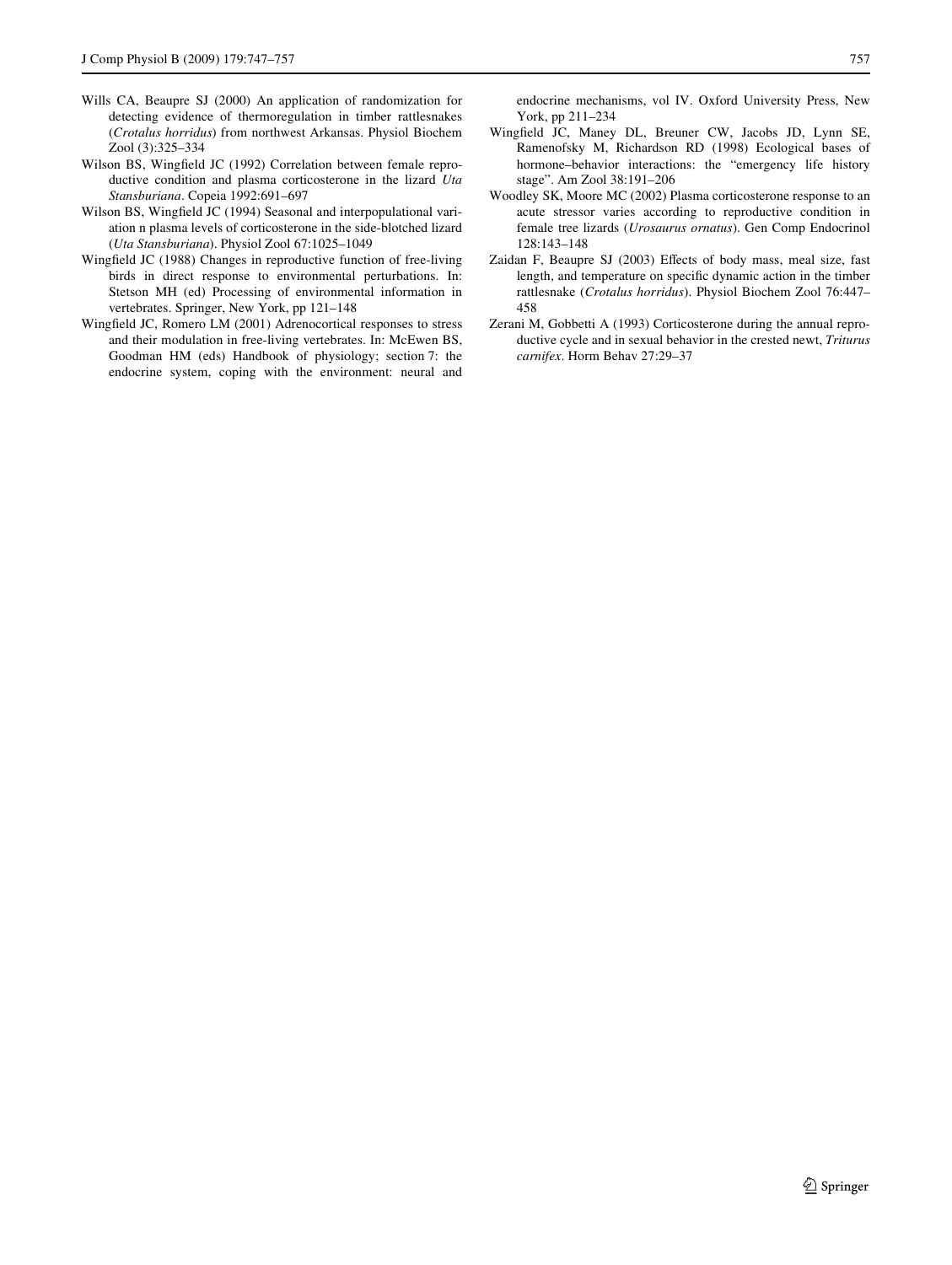Wills CA, Beaupre SJ (2000) An application of randomization for detecting evidence of thermoregulation in timber rattlesnakes (*Crotalus horridus*) from northwest Arkansas. Physiol Biochem Zool (3):325–334

Wilson BS, Wingfield JC (1992) Correlation between female reproductive condition and plasma corticosterone in the lizard *Uta Stansburiana*. Copeia 1992:691–697

Wilson BS, Wingfield JC (1994) Seasonal and interpopulational variation n plasma levels of corticosterone in the side-blotched lizard (*Uta Stansburiana*). Physiol Zool 67:1025–1049

Wingfield JC (1988) Changes in reproductive function of free-living birds in direct response to environmental perturbations. In: Stetson MH (ed) Processing of environmental information in vertebrates. Springer, New York, pp 121–148

Wingfield JC, Romero LM (2001) Adrenocortical responses to stress and their modulation in free-living vertebrates. In: McEwen BS, Goodman HM (eds) Handbook of physiology; section 7: the endocrine system, coping with the environment: neural and endocrine mechanisms, vol IV. Oxford University Press, New York, pp 211–234

Wingfield JC, Maney DL, Breuner CW, Jacobs JD, Lynn SE, Ramenofsky M, Richardson RD (1998) Ecological bases of hormone–behavior interactions: the "emergency life history stage". Am Zool 38:191–206

Woodley SK, Moore MC (2002) Plasma corticosterone response to an acute stressor varies according to reproductive condition in female tree lizards (*Urosaurus ornatus*). Gen Comp Endocrinol 128:143–148

Zaidan F, Beaupre SJ (2003) Effects of body mass, meal size, fast length, and temperature on specific dynamic action in the timber rattlesnake (*Crotalus horridus*). Physiol Biochem Zool 76:447–458

Zerani M, Gobbetti A (1993) Corticosterone during the annual reproductive cycle and in sexual behavior in the crested newt, *Triturus carnifex*. Horm Behav 27:29–37